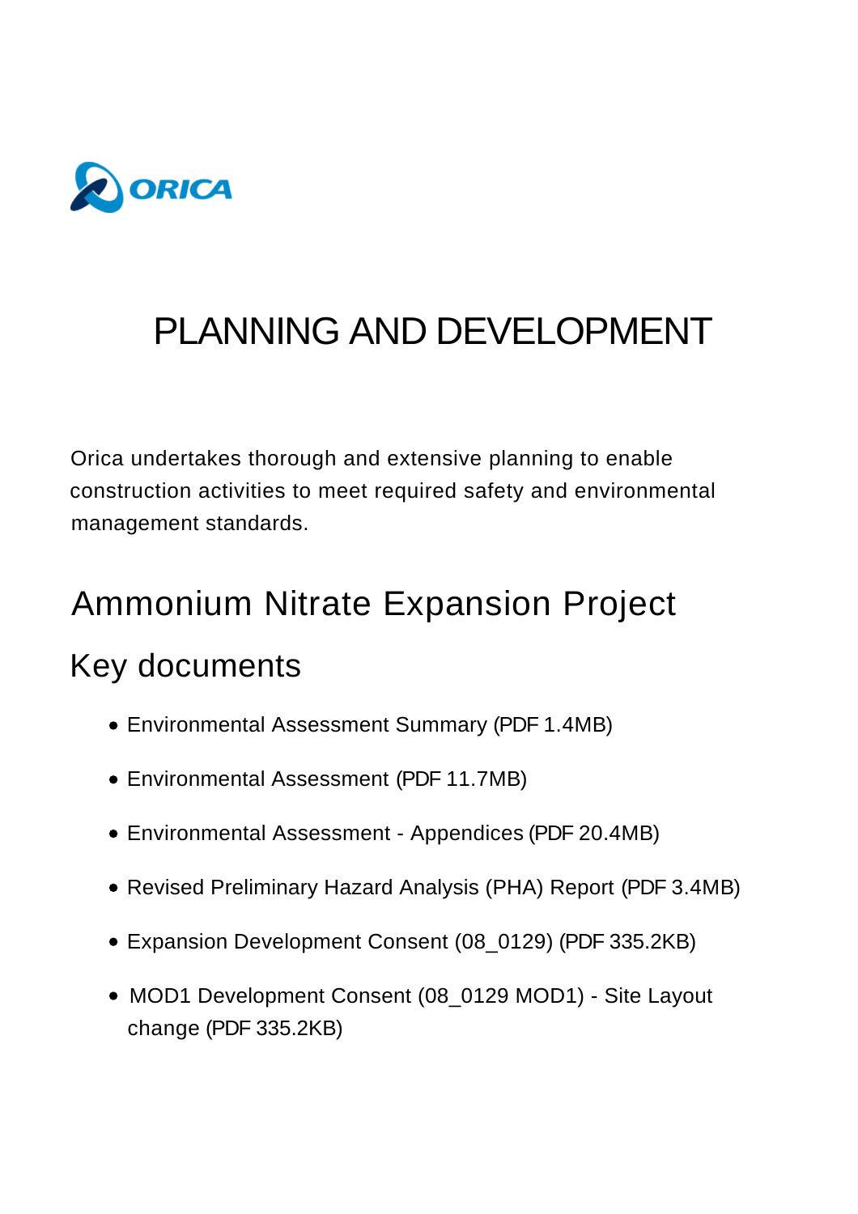ORICA

# PLANNING AND DEVELOPMENT

Orica undertakes thorough and extensive planning to enable construction activities to meet required safety and environmental management standards.

## Ammonium Nitrate Expansion Project

### Key documents

- Environmental Assessment Summary (PDF 1.4MB)
- Environmental Assessment (PDF 11.7MB)
- Environmental Assessment - Appendices (PDF 20.4MB)
- Revised Preliminary Hazard Analysis (PHA) Report (PDF 3.4MB)
- Expansion Development Consent (08_0129) (PDF 335.2KB)
- MOD1 Development Consent (08_0129 MOD1) - Site Layout change (PDF 335.2KB)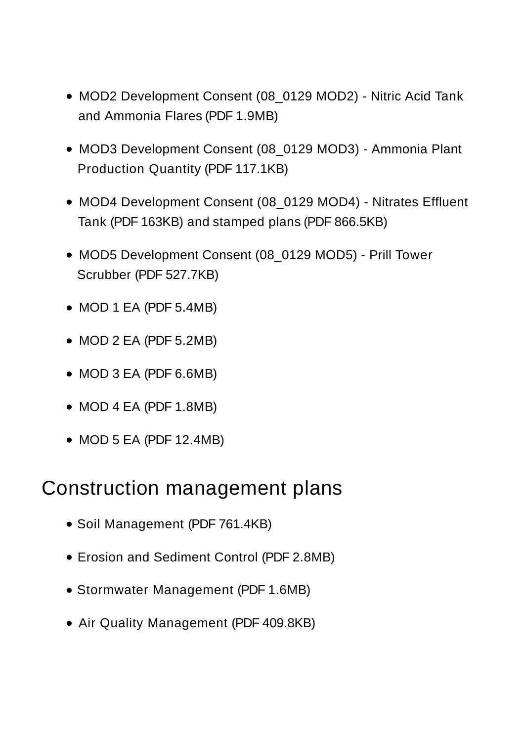- MOD2 Development Consent (08_0129 MOD2) - Nitric Acid Tank and Ammonia Flares (PDF 1.9MB)
- MOD3 Development Consent (08_0129 MOD3) - Ammonia Plant Production Quantity (PDF 117.1KB)
- MOD4 Development Consent (08_0129 MOD4) - Nitrates Effluent Tank (PDF 163KB) and stamped plans (PDF 866.5KB)
- MOD5 Development Consent (08_0129 MOD5) - Prill Tower Scrubber (PDF 527.7KB)
- MOD 1 EA (PDF 5.4MB)
- MOD 2 EA (PDF 5.2MB)
- MOD 3 EA (PDF 6.6MB)
- MOD 4 EA (PDF 1.8MB)
- MOD 5 EA (PDF 12.4MB)

## Construction management plans

- Soil Management (PDF 761.4KB)
- Erosion and Sediment Control (PDF 2.8MB)
- Stormwater Management (PDF 1.6MB)
- Air Quality Management (PDF 409.8KB)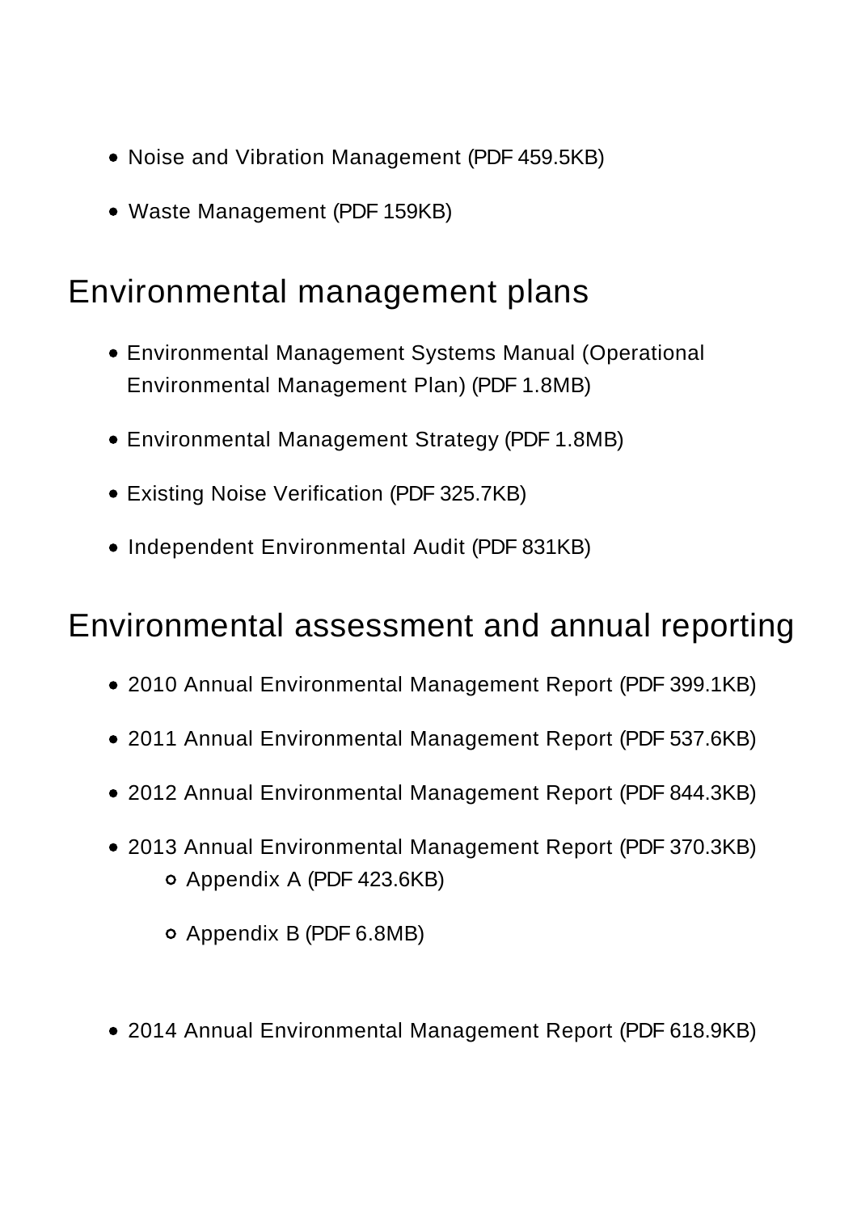- Noise and Vibration Management (PDF 459.5KB)
- Waste Management (PDF 159KB)

## Environmental management plans

- Environmental Management Systems Manual (Operational Environmental Management Plan) (PDF 1.8MB)
- Environmental Management Strategy (PDF 1.8MB)
- Existing Noise Verification (PDF 325.7KB)
- Independent Environmental Audit (PDF 831KB)

## Environmental assessment and annual reporting

- 2010 Annual Environmental Management Report (PDF 399.1KB)
- 2011 Annual Environmental Management Report (PDF 537.6KB)
- 2012 Annual Environmental Management Report (PDF 844.3KB)
- 2013 Annual Environmental Management Report (PDF 370.3KB)
    - Appendix A (PDF 423.6KB)
    - Appendix B (PDF 6.8MB)
- 2014 Annual Environmental Management Report (PDF 618.9KB)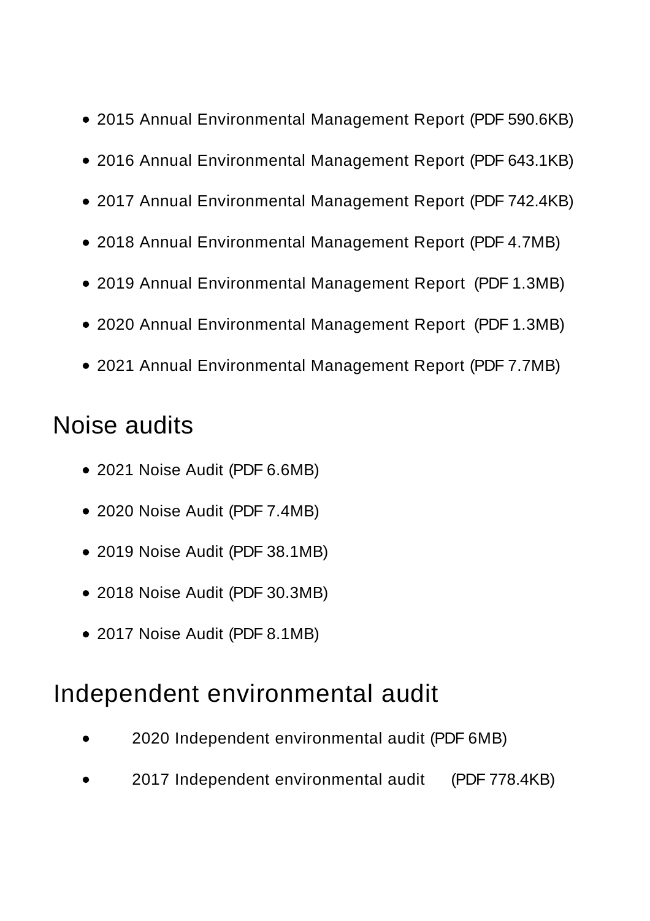- 2015 Annual Environmental Management Report (PDF 590.6KB)
- 2016 Annual Environmental Management Report (PDF 643.1KB)
- 2017 Annual Environmental Management Report (PDF 742.4KB)
- 2018 Annual Environmental Management Report (PDF 4.7MB)
- 2019 Annual Environmental Management Report (PDF 1.3MB)
- 2020 Annual Environmental Management Report (PDF 1.3MB)
- 2021 Annual Environmental Management Report (PDF 7.7MB)

## Noise audits

- 2021 Noise Audit (PDF 6.6MB)
- 2020 Noise Audit (PDF 7.4MB)
- 2019 Noise Audit (PDF 38.1MB)
- 2018 Noise Audit (PDF 30.3MB)
- 2017 Noise Audit (PDF 8.1MB)

## Independent environmental audit

- 2020 Independent environmental audit (PDF 6MB)
- 2017 Independent environmental audit (PDF 778.4KB)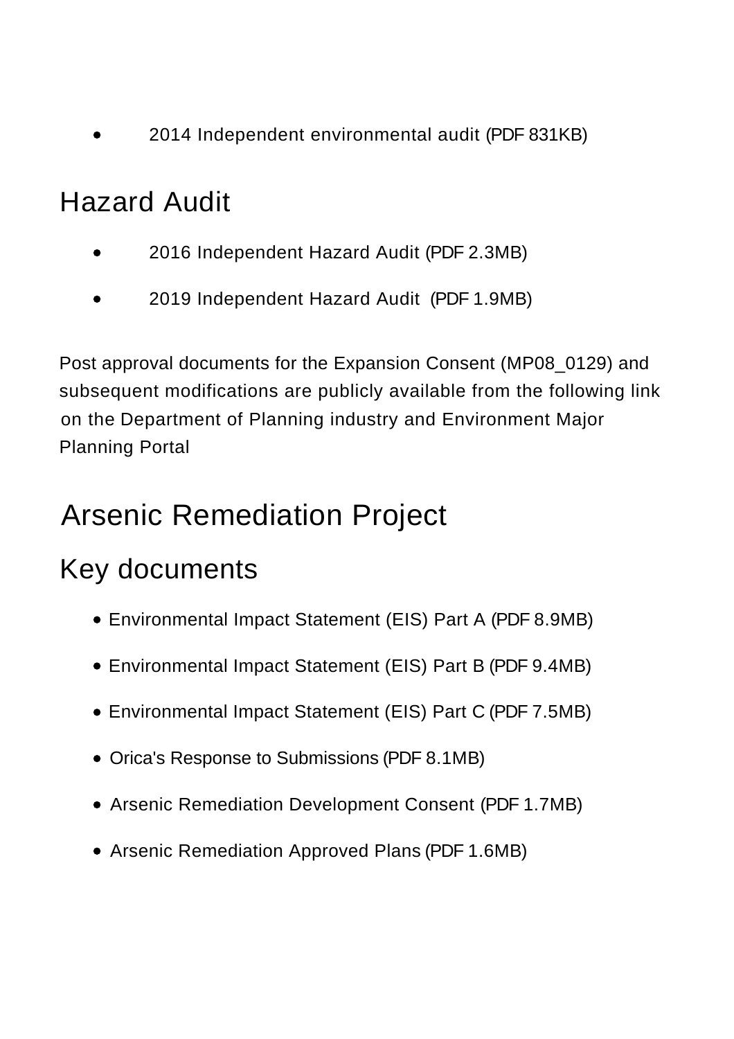- 2014 Independent environmental audit (PDF 831KB)

## Hazard Audit

- 2016 Independent Hazard Audit (PDF 2.3MB)
- 2019 Independent Hazard Audit (PDF 1.9MB)

Post approval documents for the Expansion Consent (MP08_0129) and subsequent modifications are publicly available from the following link on the Department of Planning industry and Environment Major Planning Portal

# Arsenic Remediation Project

## Key documents

- Environmental Impact Statement (EIS) Part A (PDF 8.9MB)
- Environmental Impact Statement (EIS) Part B (PDF 9.4MB)
- Environmental Impact Statement (EIS) Part C (PDF 7.5MB)
- Orica's Response to Submissions (PDF 8.1MB)
- Arsenic Remediation Development Consent (PDF 1.7MB)
- Arsenic Remediation Approved Plans (PDF 1.6MB)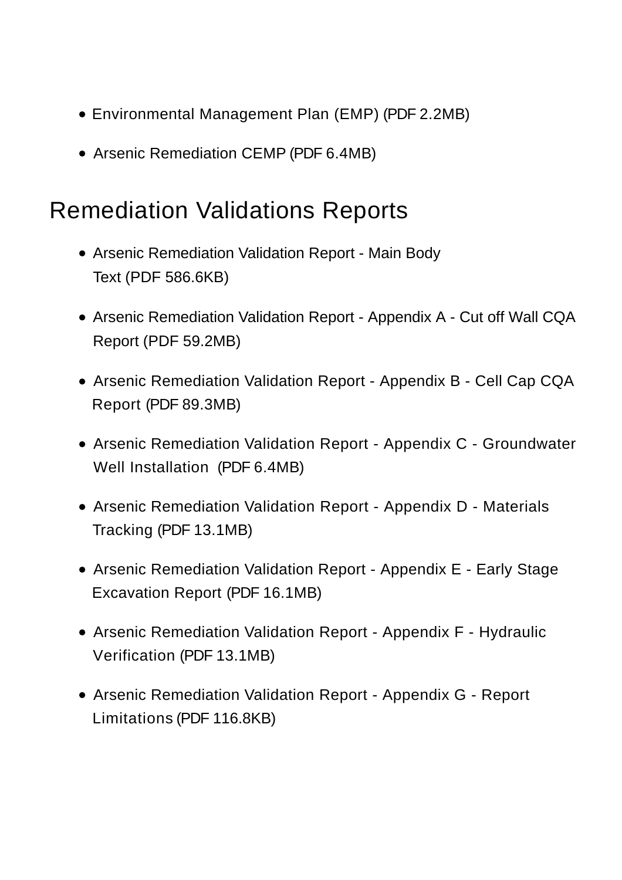- Environmental Management Plan (EMP) (PDF 2.2MB)
- Arsenic Remediation CEMP (PDF 6.4MB)

## Remediation Validations Reports

- Arsenic Remediation Validation Report - Main Body Text (PDF 586.6KB)
- Arsenic Remediation Validation Report - Appendix A - Cut off Wall CQA Report (PDF 59.2MB)
- Arsenic Remediation Validation Report - Appendix B - Cell Cap CQA Report (PDF 89.3MB)
- Arsenic Remediation Validation Report - Appendix C - Groundwater Well Installation (PDF 6.4MB)
- Arsenic Remediation Validation Report - Appendix D - Materials Tracking (PDF 13.1MB)
- Arsenic Remediation Validation Report - Appendix E - Early Stage Excavation Report (PDF 16.1MB)
- Arsenic Remediation Validation Report - Appendix F - Hydraulic Verification (PDF 13.1MB)
- Arsenic Remediation Validation Report - Appendix G - Report Limitations (PDF 116.8KB)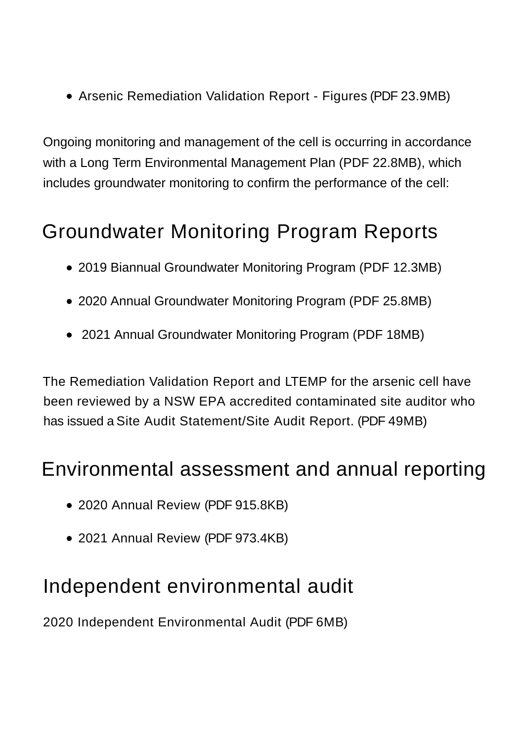- Arsenic Remediation Validation Report - Figures (PDF 23.9MB)

Ongoing monitoring and management of the cell is occurring in accordance with a Long Term Environmental Management Plan (PDF 22.8MB), which includes groundwater monitoring to confirm the performance of the cell:

## Groundwater Monitoring Program Reports

- 2019 Biannual Groundwater Monitoring Program (PDF 12.3MB)
- 2020 Annual Groundwater Monitoring Program (PDF 25.8MB)
- 2021 Annual Groundwater Monitoring Program (PDF 18MB)

The Remediation Validation Report and LTEMP for the arsenic cell have been reviewed by a NSW EPA accredited contaminated site auditor who has issued a Site Audit Statement/Site Audit Report. (PDF 49MB)

## Environmental assessment and annual reporting

- 2020 Annual Review (PDF 915.8KB)
- 2021 Annual Review (PDF 973.4KB)

## Independent environmental audit

2020 Independent Environmental Audit (PDF 6MB)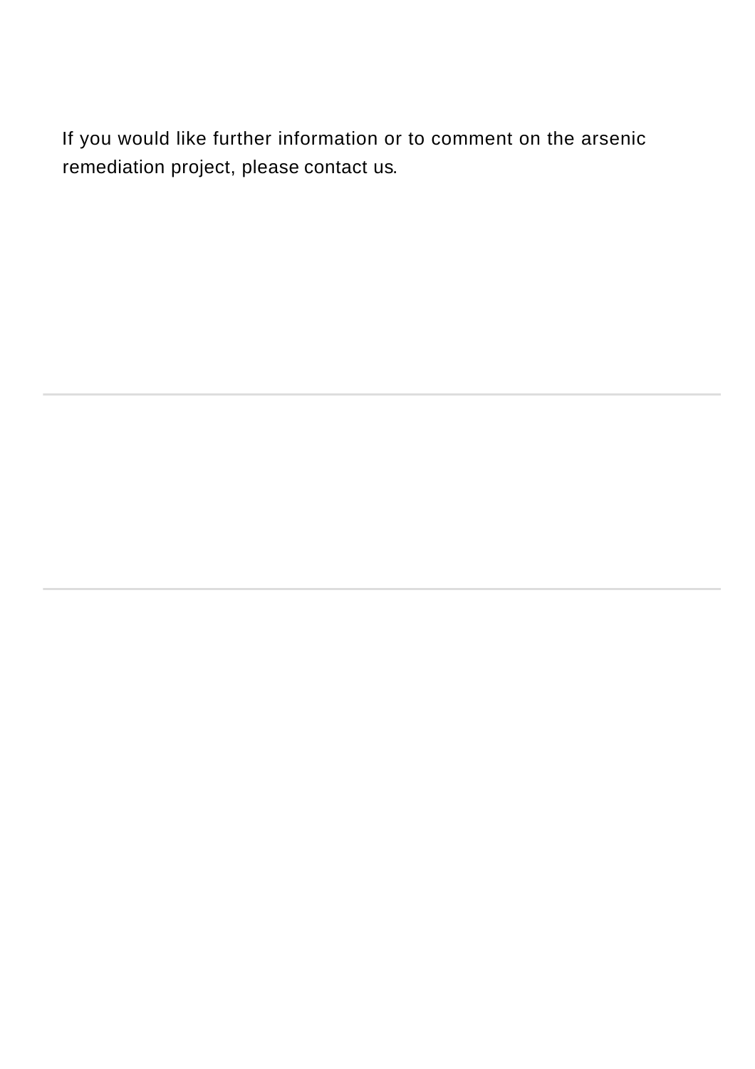If you would like further information or to comment on the arsenic remediation project, please contact us.

---

---